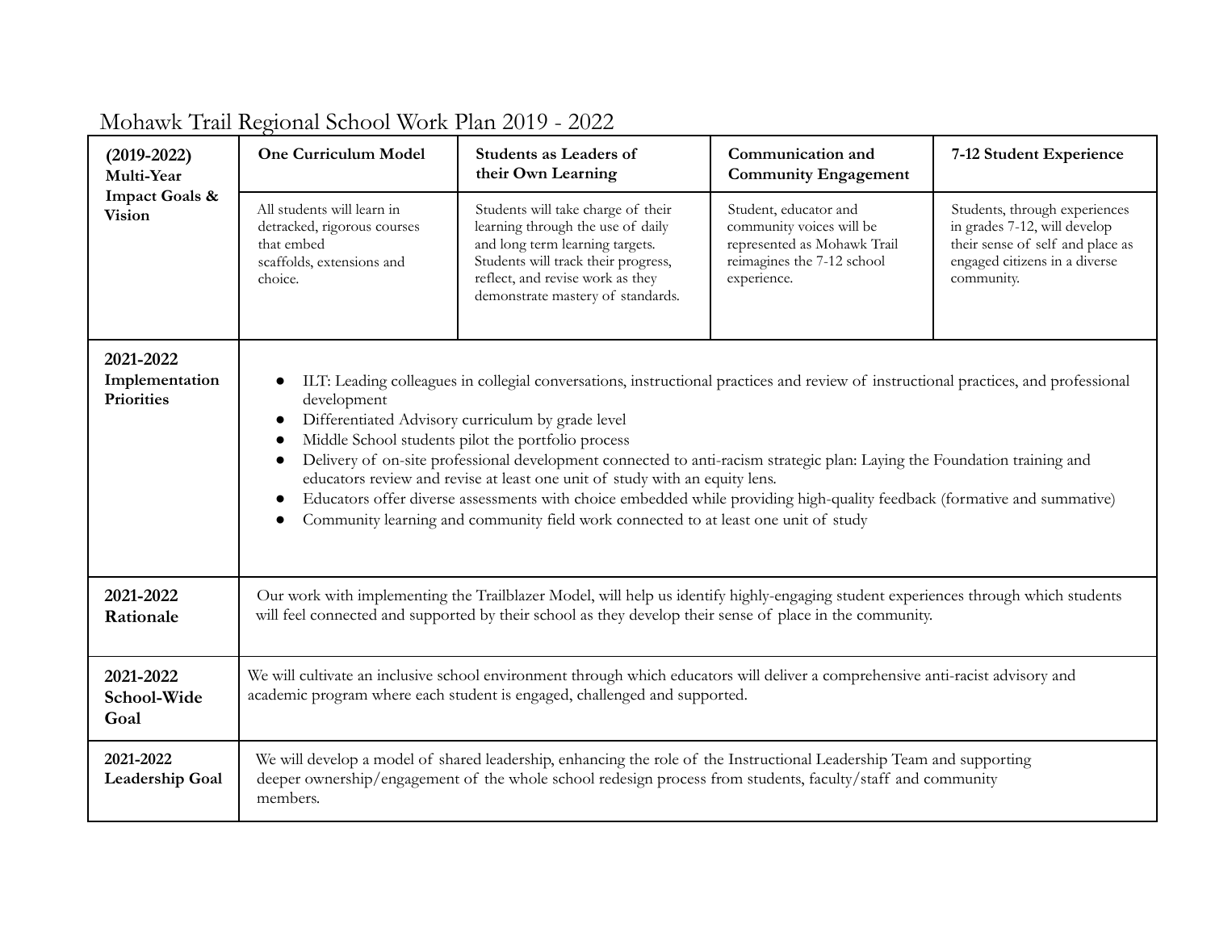# Mohawk Trail Regional School Work Plan 2019 - 2022

| **(2019-2022) Multi-Year Impact Goals & Vision** | **One Curriculum Model** | **Students as Leaders of their Own Learning** | **Communication and Community Engagement** | **7-12 Student Experience** |
|---|---|---|---|---|
| | All students will learn in detracked, rigorous courses that embed scaffolds, extensions and choice. | Students will take charge of their learning through the use of daily and long term learning targets. Students will track their progress, reflect, and revise work as they demonstrate mastery of standards. | Student, educator and community voices will be represented as Mohawk Trail reimagines the 7-12 school experience. | Students, through experiences in grades 7-12, will develop their sense of self and place as engaged citizens in a diverse community. |
| **2021-2022 Implementation Priorities** | • ILT: Leading colleagues in collegial conversations, instructional practices and review of instructional practices, and professional development<br>• Differentiated Advisory curriculum by grade level<br>• Middle School students pilot the portfolio process<br>• Delivery of on-site professional development connected to anti-racism strategic plan: Laying the Foundation training and educators review and revise at least one unit of study with an equity lens.<br>• Educators offer diverse assessments with choice embedded while providing high-quality feedback (formative and summative)<br>• Community learning and community field work connected to at least one unit of study | | | |
| **2021-2022 Rationale** | Our work with implementing the Trailblazer Model, will help us identify highly-engaging student experiences through which students will feel connected and supported by their school as they develop their sense of place in the community. | | | |
| **2021-2022 School-Wide Goal** | We will cultivate an inclusive school environment through which educators will deliver a comprehensive anti-racist advisory and academic program where each student is engaged, challenged and supported. | | | |
| **2021-2022 Leadership Goal** | We will develop a model of shared leadership, enhancing the role of the Instructional Leadership Team and supporting deeper ownership/engagement of the whole school redesign process from students, faculty/staff and community members. | | | |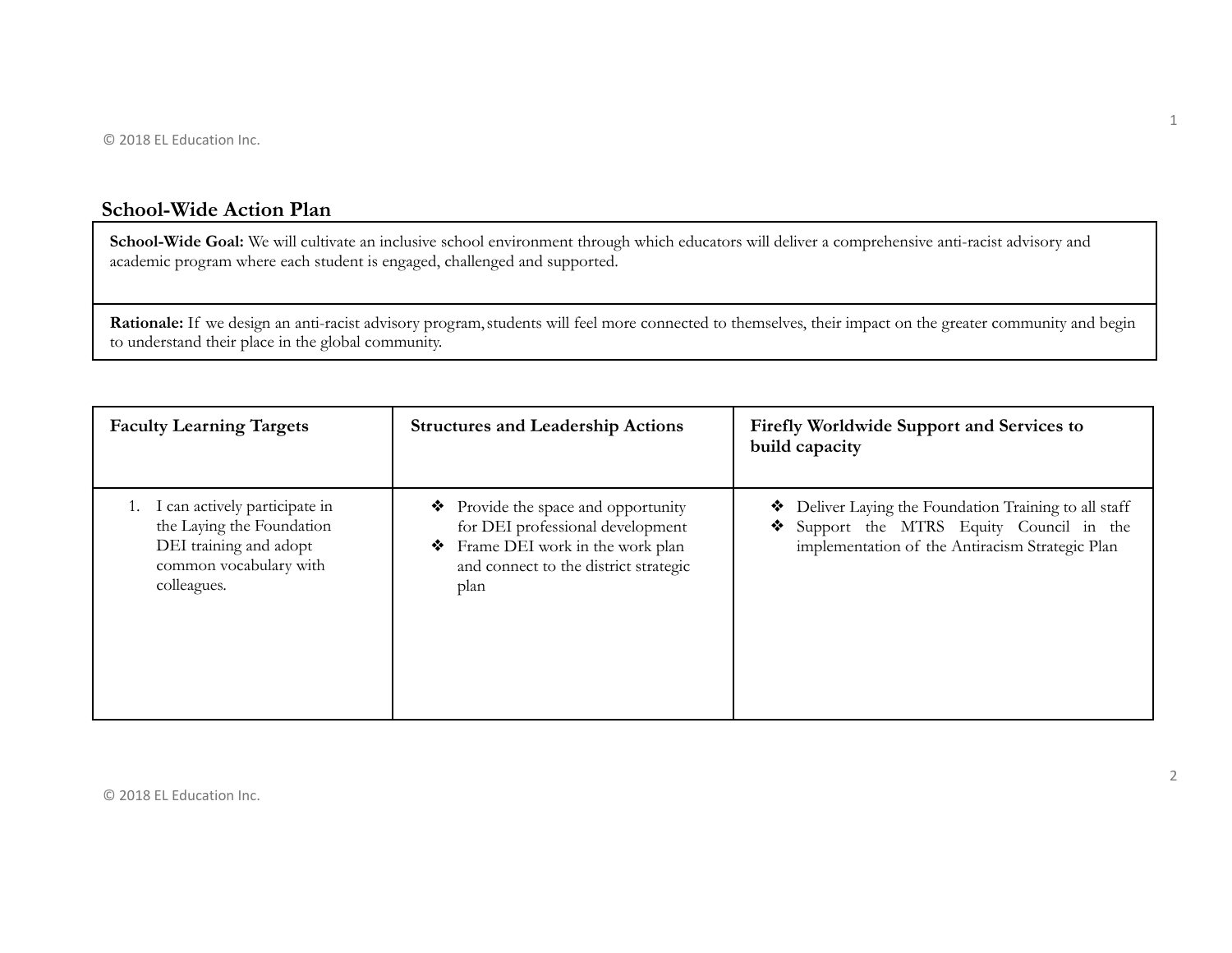## School-Wide Action Plan

| **School-Wide Goal:** We will cultivate an inclusive school environment through which educators will deliver a comprehensive anti-racist advisory and academic program where each student is engaged, challenged and supported. |
|---|
| **Rationale:** If we design an anti-racist advisory program, students will feel more connected to themselves, their impact on the greater community and begin to understand their place in the global community. |

| **Faculty Learning Targets** | **Structures and Leadership Actions** | **Firefly Worldwide Support and Services to build capacity** |
|---|---|---|
| 1. I can actively participate in the Laying the Foundation DEI training and adopt common vocabulary with colleagues. | ❖ Provide the space and opportunity for DEI professional development<br>❖ Frame DEI work in the work plan and connect to the district strategic plan | ❖ Deliver Laying the Foundation Training to all staff<br>❖ Support the MTRS Equity Council in the implementation of the Antiracism Strategic Plan |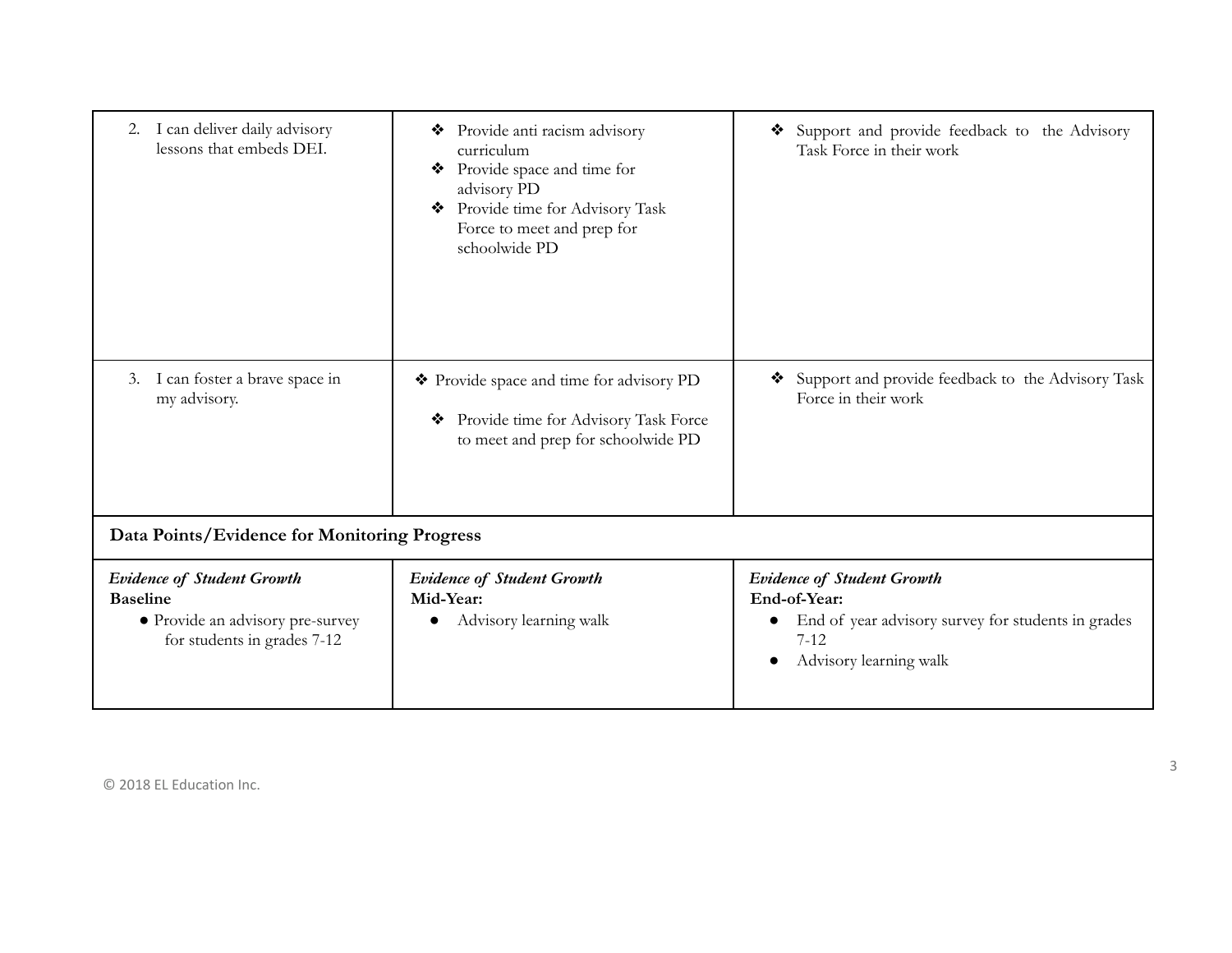| | | |
|---|---|---|
| 2. I can deliver daily advisory lessons that embeds DEI. | ❖ Provide anti racism advisory curriculum<br>❖ Provide space and time for advisory PD<br>❖ Provide time for Advisory Task Force to meet and prep for schoolwide PD | ❖ Support and provide feedback to the Advisory Task Force in their work |
| 3. I can foster a brave space in my advisory. | ❖ Provide space and time for advisory PD<br>❖ Provide time for Advisory Task Force to meet and prep for schoolwide PD | ❖ Support and provide feedback to the Advisory Task Force in their work |
| **Data Points/Evidence for Monitoring Progress** | | |
| ***Evidence of Student Growth***<br>**Baseline**<br>● Provide an advisory pre-survey for students in grades 7-12 | ***Evidence of Student Growth***<br>**Mid-Year:**<br>● Advisory learning walk | ***Evidence of Student Growth***<br>**End-of-Year:**<br>● End of year advisory survey for students in grades 7-12<br>● Advisory learning walk |

© 2018 EL Education Inc.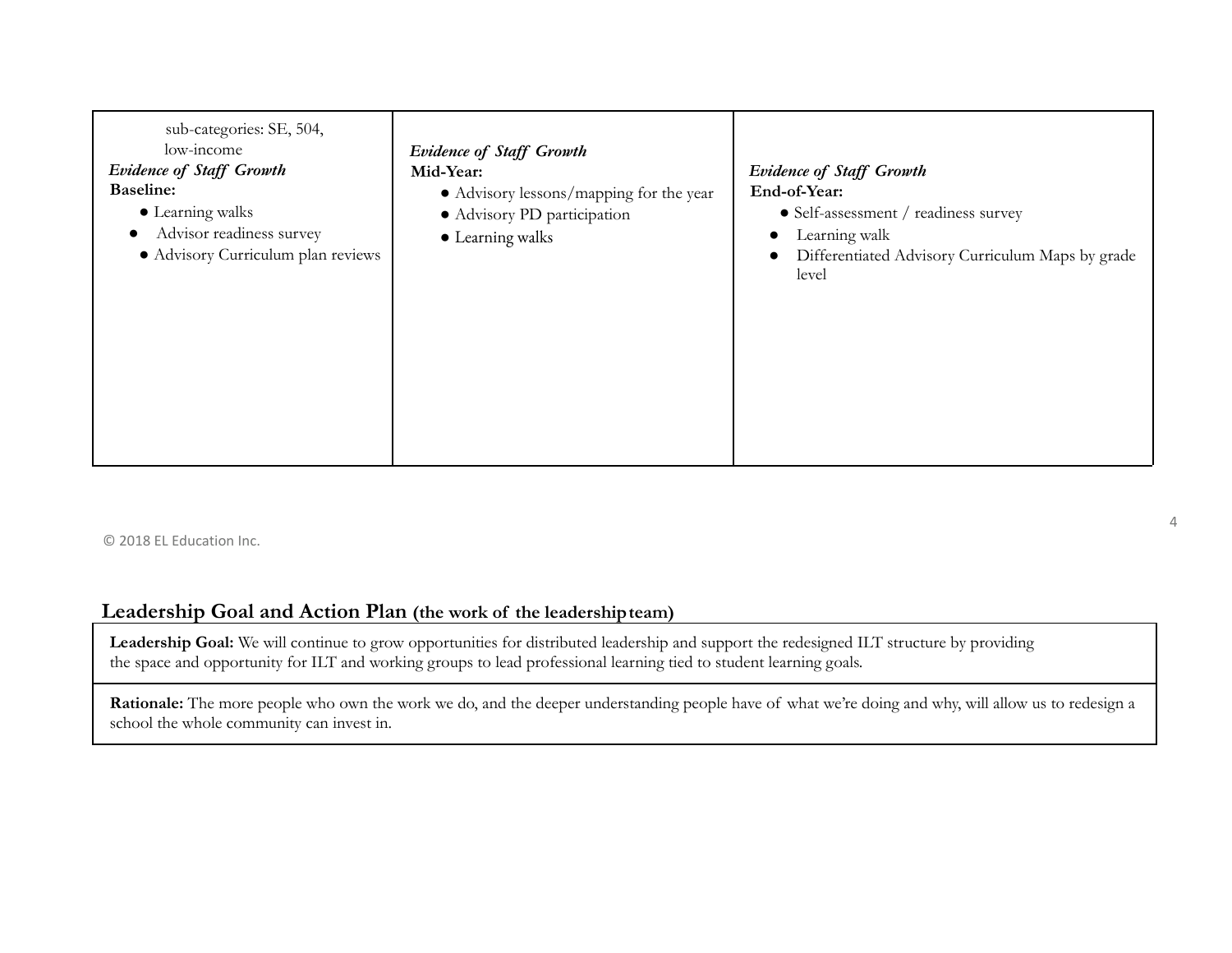| | | |
|---|---|---|
| sub-categories: SE, 504, low-income<br>***Evidence of Staff Growth***<br>**Baseline:**<br>● Learning walks<br>● Advisor readiness survey<br>● Advisory Curriculum plan reviews | ***Evidence of Staff Growth***<br>**Mid-Year:**<br>● Advisory lessons/mapping for the year<br>● Advisory PD participation<br>● Learning walks | ***Evidence of Staff Growth***<br>**End-of-Year:**<br>● Self-assessment / readiness survey<br>● Learning walk<br>● Differentiated Advisory Curriculum Maps by grade level |

© 2018 EL Education Inc.

## Leadership Goal and Action Plan (the work of the leadership team)

| |
|---|
| **Leadership Goal:** We will continue to grow opportunities for distributed leadership and support the redesigned ILT structure by providing the space and opportunity for ILT and working groups to lead professional learning tied to student learning goals. |
| **Rationale:** The more people who own the work we do, and the deeper understanding people have of what we're doing and why, will allow us to redesign a school the whole community can invest in. |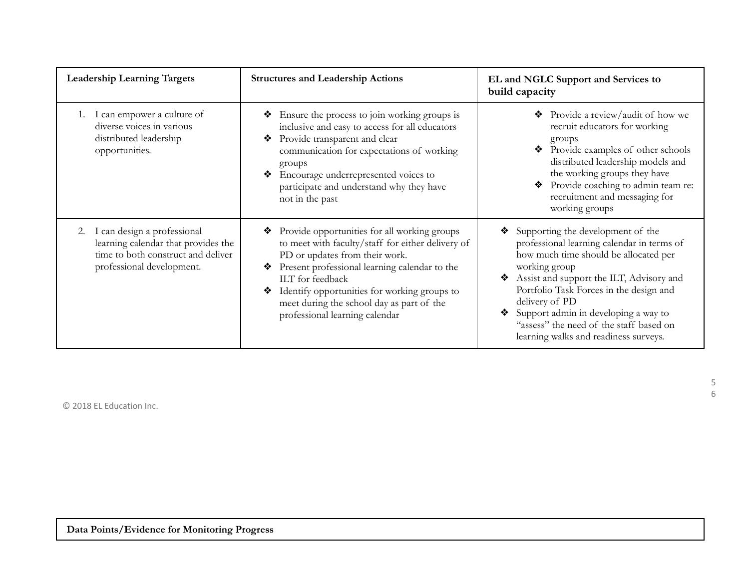| Leadership Learning Targets | Structures and Leadership Actions | EL and NGLC Support and Services to build capacity |
| --- | --- | --- |
| 1. I can empower a culture of diverse voices in various distributed leadership opportunities. | ❖ Ensure the process to join working groups is inclusive and easy to access for all educators<br>❖ Provide transparent and clear communication for expectations of working groups<br>❖ Encourage underrepresented voices to participate and understand why they have not in the past | ❖ Provide a review/audit of how we recruit educators for working groups<br>❖ Provide examples of other schools distributed leadership models and the working groups they have<br>❖ Provide coaching to admin team re: recruitment and messaging for working groups |
| 2. I can design a professional learning calendar that provides the time to both construct and deliver professional development. | ❖ Provide opportunities for all working groups to meet with faculty/staff for either delivery of PD or updates from their work.<br>❖ Present professional learning calendar to the ILT for feedback<br>❖ Identify opportunities for working groups to meet during the school day as part of the professional learning calendar | ❖ Supporting the development of the professional learning calendar in terms of how much time should be allocated per working group<br>❖ Assist and support the ILT, Advisory and Portfolio Task Forces in the design and delivery of PD<br>❖ Support admin in developing a way to "assess" the need of the staff based on learning walks and readiness surveys. |

© 2018 EL Education Inc.

| Data Points/Evidence for Monitoring Progress |
| --- |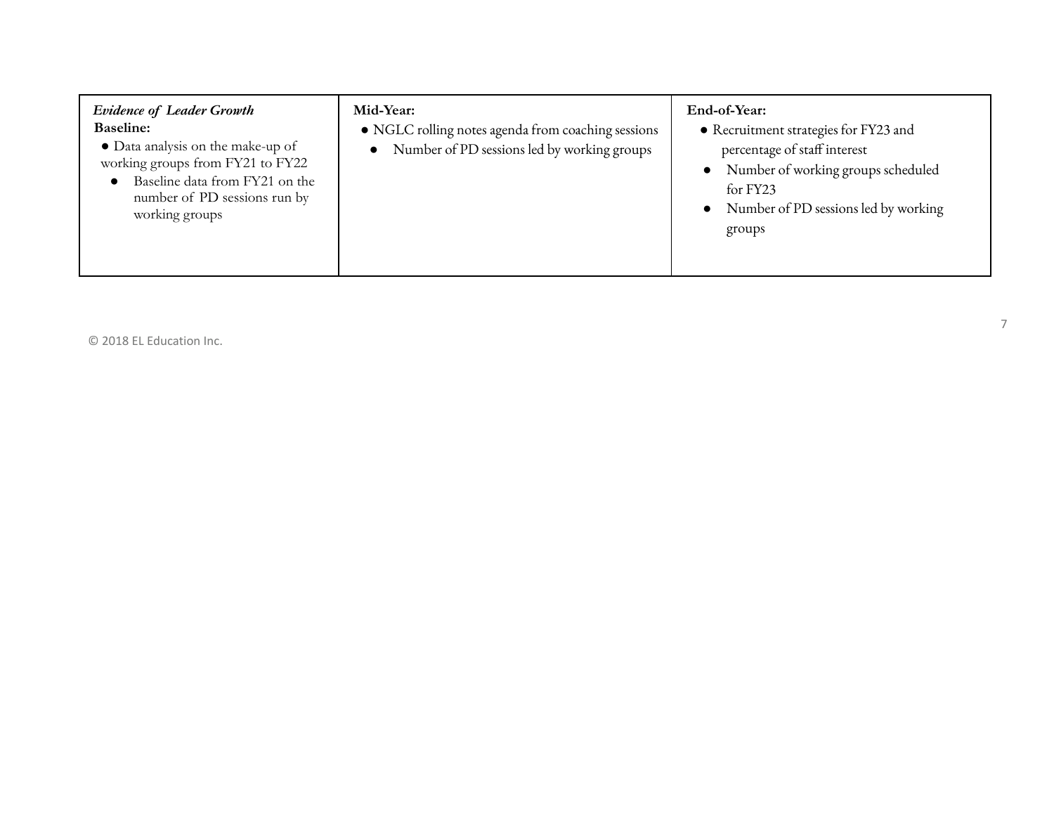| | | |
|---|---|---|
| ***Evidence of Leader Growth***<br>**Baseline:**<br>• Data analysis on the make-up of working groups from FY21 to FY22<br>• Baseline data from FY21 on the number of PD sessions run by working groups | **Mid-Year:**<br>• NGLC rolling notes agenda from coaching sessions<br>• Number of PD sessions led by working groups | **End-of-Year:**<br>• Recruitment strategies for FY23 and percentage of staff interest<br>• Number of working groups scheduled for FY23<br>• Number of PD sessions led by working groups |

© 2018 EL Education Inc.